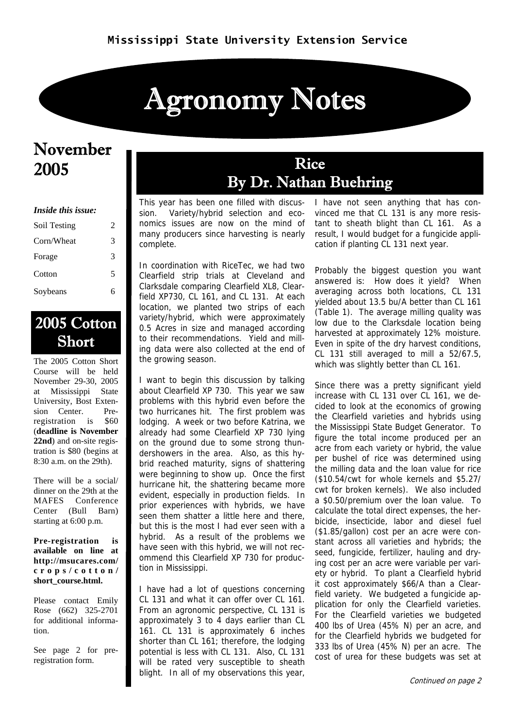Mississippi State University Extension Service

# Agronomy Notes

## November 2005

*Inside this issue:*

| | |
|---|---|
| Soil Testing | 2 |
| Corn/Wheat | 3 |
| Forage | 3 |
| Cotton | 5 |
| Soybeans | 6 |

## 2005 Cotton Short

The 2005 Cotton Short Course will be held November 29-30, 2005 at Mississippi State University, Bost Extension Center. Pre-registration is $60 (**deadline is November 22nd**) and on-site registration is $80 (begins at 8:30 a.m. on the 29th).

There will be a social/dinner on the 29th at the MAFES Conference Center (Bull Barn) starting at 6:00 p.m.

**Pre-registration is available on line at http://msucares.com/crops/cotton/short_course.html.**

Please contact Emily Rose (662) 325-2701 for additional information.

See page 2 for pre-registration form.

## Rice
## By Dr. Nathan Buehring

This year has been one filled with discussion. Variety/hybrid selection and economics issues are now on the mind of many producers since harvesting is nearly complete.

In coordination with RiceTec, we had two Clearfield strip trials at Cleveland and Clarksdale comparing Clearfield XL8, Clearfield XP730, CL 161, and CL 131. At each location, we planted two strips of each variety/hybrid, which were approximately 0.5 Acres in size and managed according to their recommendations. Yield and milling data were also collected at the end of the growing season.

I want to begin this discussion by talking about Clearfield XP 730. This year we saw problems with this hybrid even before the two hurricanes hit. The first problem was lodging. A week or two before Katrina, we already had some Clearfield XP 730 lying on the ground due to some strong thundershowers in the area. Also, as this hybrid reached maturity, signs of shattering were beginning to show up. Once the first hurricane hit, the shattering became more evident, especially in production fields. In prior experiences with hybrids, we have seen them shatter a little here and there, but this is the most I had ever seen with a hybrid. As a result of the problems we have seen with this hybrid, we will not recommend this Clearfield XP 730 for production in Mississippi.

I have had a lot of questions concerning CL 131 and what it can offer over CL 161. From an agronomic perspective, CL 131 is approximately 3 to 4 days earlier than CL 161. CL 131 is approximately 6 inches shorter than CL 161; therefore, the lodging potential is less with CL 131. Also, CL 131 will be rated very susceptible to sheath blight. In all of my observations this year, I have not seen anything that has convinced me that CL 131 is any more resistant to sheath blight than CL 161. As a result, I would budget for a fungicide application if planting CL 131 next year.

Probably the biggest question you want answered is: How does it yield? When averaging across both locations, CL 131 yielded about 13.5 bu/A better than CL 161 (Table 1). The average milling quality was low due to the Clarksdale location being harvested at approximately 12% moisture. Even in spite of the dry harvest conditions, CL 131 still averaged to mill a 52/67.5, which was slightly better than CL 161.

Since there was a pretty significant yield increase with CL 131 over CL 161, we decided to look at the economics of growing the Clearfield varieties and hybrids using the Mississippi State Budget Generator. To figure the total income produced per an acre from each variety or hybrid, the value per bushel of rice was determined using the milling data and the loan value for rice ($10.54/cwt for whole kernels and $5.27/cwt for broken kernels). We also included a $0.50/premium over the loan value. To calculate the total direct expenses, the herbicide, insecticide, labor and diesel fuel ($1.85/gallon) cost per an acre were constant across all varieties and hybrids; the seed, fungicide, fertilizer, hauling and drying cost per an acre were variable per variety or hybrid. To plant a Clearfield hybrid it cost approximately $66/A than a Clearfield variety. We budgeted a fungicide application for only the Clearfield varieties. For the Clearfield varieties we budgeted 400 lbs of Urea (45% N) per an acre, and for the Clearfield hybrids we budgeted for 333 lbs of Urea (45% N) per an acre. The cost of urea for these budgets was set at

*Continued on page 2*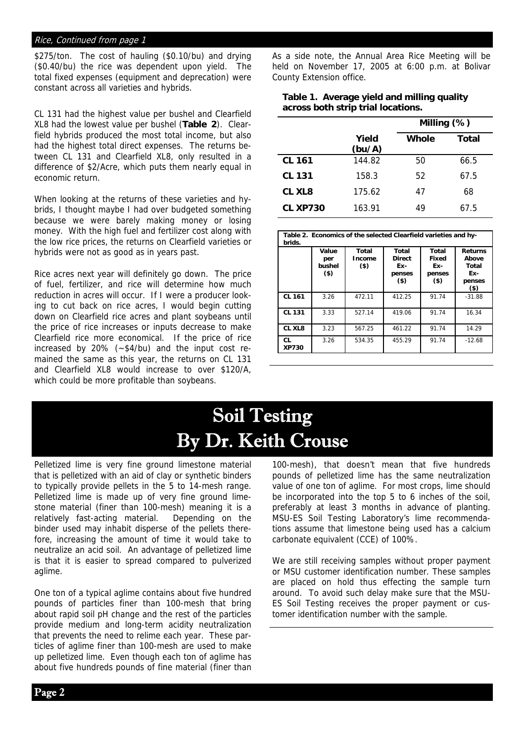*Rice, Continued from page 1*

$275/ton. The cost of hauling ($0.10/bu) and drying ($0.40/bu) the rice was dependent upon yield. The total fixed expenses (equipment and deprecation) were constant across all varieties and hybrids.

CL 131 had the highest value per bushel and Clearfield XL8 had the lowest value per bushel (**Table 2**). Clearfield hybrids produced the most total income, but also had the highest total direct expenses. The returns between CL 131 and Clearfield XL8, only resulted in a difference of $2/Acre, which puts them nearly equal in economic return.

When looking at the returns of these varieties and hybrids, I thought maybe I had over budgeted something because we were barely making money or losing money. With the high fuel and fertilizer cost along with the low rice prices, the returns on Clearfield varieties or hybrids were not as good as in years past.

Rice acres next year will definitely go down. The price of fuel, fertilizer, and rice will determine how much reduction in acres will occur. If I were a producer looking to cut back on rice acres, I would begin cutting down on Clearfield rice acres and plant soybeans until the price of rice increases or inputs decrease to make Clearfield rice more economical. If the price of rice increased by 20% (~$4/bu) and the input cost remained the same as this year, the returns on CL 131 and Clearfield XL8 would increase to over $120/A, which could be more profitable than soybeans.

As a side note, the Annual Area Rice Meeting will be held on November 17, 2005 at 6:00 p.m. at Bolivar County Extension office.

**Table 1. Average yield and milling quality across both strip trial locations.**

| | | Milling (%) | |
|---|---|---|---|
| | **Yield (bu/A)** | **Whole** | **Total** |
| **CL 161** | 144.82 | 50 | 66.5 |
| **CL 131** | 158.3 | 52 | 67.5 |
| **CL XL8** | 175.62 | 47 | 68 |
| **CL XP730** | 163.91 | 49 | 67.5 |

**Table 2. Economics of the selected Clearfield varieties and hybrids.**

| | Value per bushel ($) | Total Income ($) | Total Direct Expenses ($) | Total Fixed Expenses ($) | Returns Above Total Expenses ($) |
|---|---|---|---|---|---|
| **CL 161** | 3.26 | 472.11 | 412.25 | 91.74 | -31.88 |
| **CL 131** | 3.33 | 527.14 | 419.06 | 91.74 | 16.34 |
| **CL XL8** | 3.23 | 567.25 | 461.22 | 91.74 | 14.29 |
| **CL XP730** | 3.26 | 534.35 | 455.29 | 91.74 | -12.68 |

# Soil Testing
## By Dr. Keith Crouse

Pelletized lime is very fine ground limestone material that is pelletized with an aid of clay or synthetic binders to typically provide pellets in the 5 to 14-mesh range. Pelletized lime is made up of very fine ground limestone material (finer than 100-mesh) meaning it is a relatively fast-acting material. Depending on the binder used may inhabit disperse of the pellets therefore, increasing the amount of time it would take to neutralize an acid soil. An advantage of pelletized lime is that it is easier to spread compared to pulverized aglime.

One ton of a typical aglime contains about five hundred pounds of particles finer than 100-mesh that bring about rapid soil pH change and the rest of the particles provide medium and long-term acidity neutralization that prevents the need to relime each year. These particles of aglime finer than 100-mesh are used to make up pelletized lime. Even though each ton of aglime has about five hundreds pounds of fine material (finer than 100-mesh), that doesn't mean that five hundreds pounds of pelletized lime has the same neutralization value of one ton of aglime. For most crops, lime should be incorporated into the top 5 to 6 inches of the soil, preferably at least 3 months in advance of planting. MSU-ES Soil Testing Laboratory's lime recommendations assume that limestone being used has a calcium carbonate equivalent (CCE) of 100%.

We are still receiving samples without proper payment or MSU customer identification number. These samples are placed on hold thus effecting the sample turn around. To avoid such delay make sure that the MSU-ES Soil Testing receives the proper payment or customer identification number with the sample.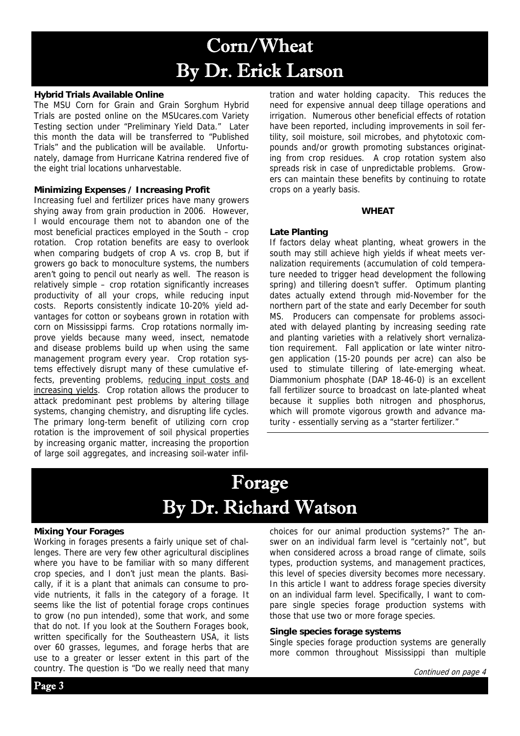# Corn/Wheat
# By Dr. Erick Larson

**Hybrid Trials Available Online**

The MSU Corn for Grain and Grain Sorghum Hybrid Trials are posted online on the MSUcares.com Variety Testing section under "Preliminary Yield Data." Later this month the data will be transferred to "Published Trials" and the publication will be available. Unfortunately, damage from Hurricane Katrina rendered five of the eight trial locations unharvestable.

**Minimizing Expenses / Increasing Profit**

Increasing fuel and fertilizer prices have many growers shying away from grain production in 2006. However, I would encourage them not to abandon one of the most beneficial practices employed in the South – crop rotation. Crop rotation benefits are easy to overlook when comparing budgets of crop A vs. crop B, but if growers go back to monoculture systems, the numbers aren't going to pencil out nearly as well. The reason is relatively simple – crop rotation significantly increases productivity of all your crops, while reducing input costs. Reports consistently indicate 10-20% yield advantages for cotton or soybeans grown in rotation with corn on Mississippi farms. Crop rotations normally improve yields because many weed, insect, nematode and disease problems build up when using the same management program every year. Crop rotation systems effectively disrupt many of these cumulative effects, preventing problems, reducing input costs and increasing yields. Crop rotation allows the producer to attack predominant pest problems by altering tillage systems, changing chemistry, and disrupting life cycles. The primary long-term benefit of utilizing corn crop rotation is the improvement of soil physical properties by increasing organic matter, increasing the proportion of large soil aggregates, and increasing soil-water infiltration and water holding capacity. This reduces the need for expensive annual deep tillage operations and irrigation. Numerous other beneficial effects of rotation have been reported, including improvements in soil fertility, soil moisture, soil microbes, and phytotoxic compounds and/or growth promoting substances originating from crop residues. A crop rotation system also spreads risk in case of unpredictable problems. Growers can maintain these benefits by continuing to rotate crops on a yearly basis.

## WHEAT

**Late Planting**

If factors delay wheat planting, wheat growers in the south may still achieve high yields if wheat meets vernalization requirements (accumulation of cold temperature needed to trigger head development the following spring) and tillering doesn't suffer. Optimum planting dates actually extend through mid-November for the northern part of the state and early December for south MS. Producers can compensate for problems associated with delayed planting by increasing seeding rate and planting varieties with a relatively short vernalization requirement. Fall application or late winter nitrogen application (15-20 pounds per acre) can also be used to stimulate tillering of late-emerging wheat. Diammonium phosphate (DAP 18-46-0) is an excellent fall fertilizer source to broadcast on late-planted wheat because it supplies both nitrogen and phosphorus, which will promote vigorous growth and advance maturity - essentially serving as a "starter fertilizer."

# Forage
# By Dr. Richard Watson

**Mixing Your Forages**

Working in forages presents a fairly unique set of challenges. There are very few other agricultural disciplines where you have to be familiar with so many different crop species, and I don't just mean the plants. Basically, if it is a plant that animals can consume to provide nutrients, it falls in the category of a forage. It seems like the list of potential forage crops continues to grow (no pun intended), some that work, and some that do not. If you look at the Southern Forages book, written specifically for the Southeastern USA, it lists over 60 grasses, legumes, and forage herbs that are use to a greater or lesser extent in this part of the country. The question is "Do we really need that many choices for our animal production systems?" The answer on an individual farm level is "certainly not", but when considered across a broad range of climate, soils types, production systems, and management practices, this level of species diversity becomes more necessary. In this article I want to address forage species diversity on an individual farm level. Specifically, I want to compare single species forage production systems with those that use two or more forage species.

**Single species forage systems**

Single species forage production systems are generally more common throughout Mississippi than multiple

*Continued on page 4*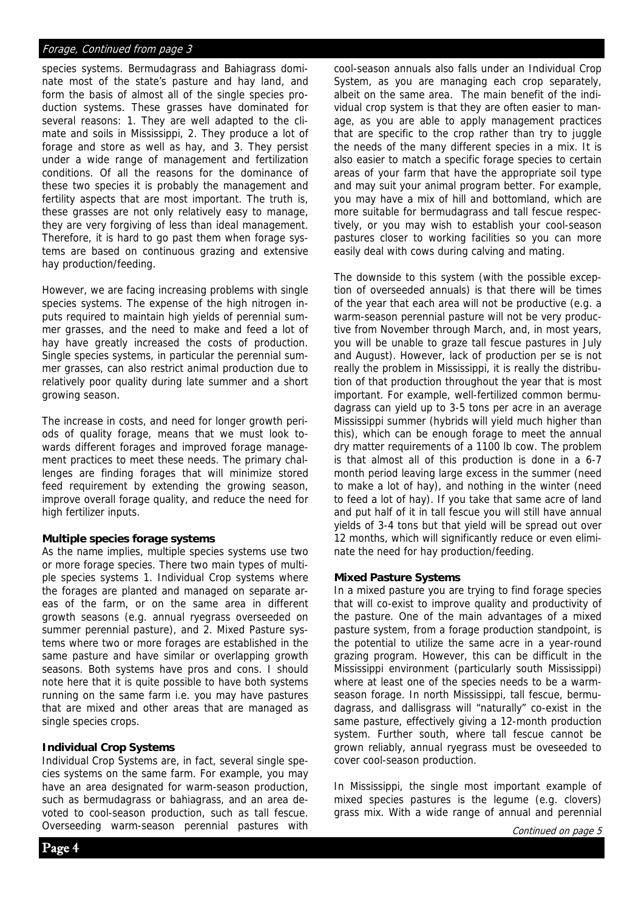*Forage, Continued from page 3*

species systems. Bermudagrass and Bahiagrass dominate most of the state's pasture and hay land, and form the basis of almost all of the single species production systems. These grasses have dominated for several reasons: 1. They are well adapted to the climate and soils in Mississippi, 2. They produce a lot of forage and store as well as hay, and 3. They persist under a wide range of management and fertilization conditions. Of all the reasons for the dominance of these two species it is probably the management and fertility aspects that are most important. The truth is, these grasses are not only relatively easy to manage, they are very forgiving of less than ideal management. Therefore, it is hard to go past them when forage systems are based on continuous grazing and extensive hay production/feeding.

However, we are facing increasing problems with single species systems. The expense of the high nitrogen inputs required to maintain high yields of perennial summer grasses, and the need to make and feed a lot of hay have greatly increased the costs of production. Single species systems, in particular the perennial summer grasses, can also restrict animal production due to relatively poor quality during late summer and a short growing season.

The increase in costs, and need for longer growth periods of quality forage, means that we must look towards different forages and improved forage management practices to meet these needs. The primary challenges are finding forages that will minimize stored feed requirement by extending the growing season, improve overall forage quality, and reduce the need for high fertilizer inputs.

**Multiple species forage systems**

As the name implies, multiple species systems use two or more forage species. There two main types of multiple species systems 1. Individual Crop systems where the forages are planted and managed on separate areas of the farm, or on the same area in different growth seasons (e.g. annual ryegrass overseeded on summer perennial pasture), and 2. Mixed Pasture systems where two or more forages are established in the same pasture and have similar or overlapping growth seasons. Both systems have pros and cons. I should note here that it is quite possible to have both systems running on the same farm i.e. you may have pastures that are mixed and other areas that are managed as single species crops.

**Individual Crop Systems**

Individual Crop Systems are, in fact, several single species systems on the same farm. For example, you may have an area designated for warm-season production, such as bermudagrass or bahiagrass, and an area devoted to cool-season production, such as tall fescue. Overseeding warm-season perennial pastures with cool-season annuals also falls under an Individual Crop System, as you are managing each crop separately, albeit on the same area. The main benefit of the individual crop system is that they are often easier to manage, as you are able to apply management practices that are specific to the crop rather than try to juggle the needs of the many different species in a mix. It is also easier to match a specific forage species to certain areas of your farm that have the appropriate soil type and may suit your animal program better. For example, you may have a mix of hill and bottomland, which are more suitable for bermudagrass and tall fescue respectively, or you may wish to establish your cool-season pastures closer to working facilities so you can more easily deal with cows during calving and mating.

The downside to this system (with the possible exception of overseeded annuals) is that there will be times of the year that each area will not be productive (e.g. a warm-season perennial pasture will not be very productive from November through March, and, in most years, you will be unable to graze tall fescue pastures in July and August). However, lack of production per se is not really the problem in Mississippi, it is really the distribution of that production throughout the year that is most important. For example, well-fertilized common bermudagrass can yield up to 3-5 tons per acre in an average Mississippi summer (hybrids will yield much higher than this), which can be enough forage to meet the annual dry matter requirements of a 1100 lb cow. The problem is that almost all of this production is done in a 6-7 month period leaving large excess in the summer (need to make a lot of hay), and nothing in the winter (need to feed a lot of hay). If you take that same acre of land and put half of it in tall fescue you will still have annual yields of 3-4 tons but that yield will be spread out over 12 months, which will significantly reduce or even eliminate the need for hay production/feeding.

**Mixed Pasture Systems**

In a mixed pasture you are trying to find forage species that will co-exist to improve quality and productivity of the pasture. One of the main advantages of a mixed pasture system, from a forage production standpoint, is the potential to utilize the same acre in a year-round grazing program. However, this can be difficult in the Mississippi environment (particularly south Mississippi) where at least one of the species needs to be a warm-season forage. In north Mississippi, tall fescue, bermudagrass, and dallisgrass will "naturally" co-exist in the same pasture, effectively giving a 12-month production system. Further south, where tall fescue cannot be grown reliably, annual ryegrass must be oveseeded to cover cool-season production.

In Mississippi, the single most important example of mixed species pastures is the legume (e.g. clovers) grass mix. With a wide range of annual and perennial

*Continued on page 5*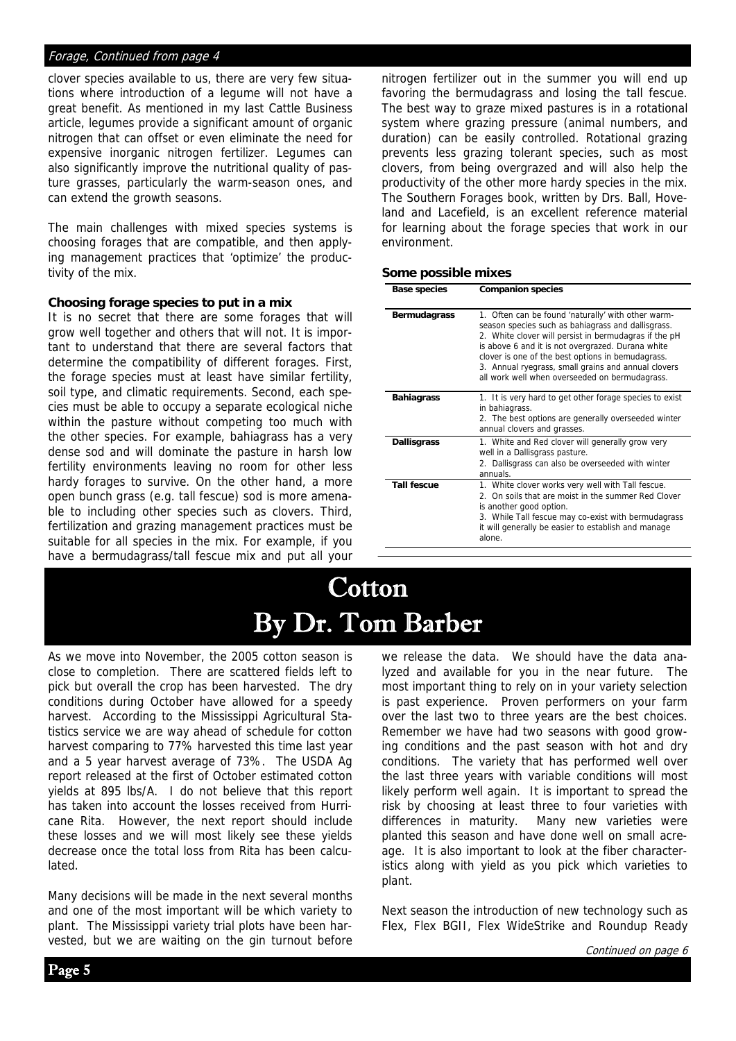*Forage, Continued from page 4*

clover species available to us, there are very few situations where introduction of a legume will not have a great benefit. As mentioned in my last Cattle Business article, legumes provide a significant amount of organic nitrogen that can offset or even eliminate the need for expensive inorganic nitrogen fertilizer. Legumes can also significantly improve the nutritional quality of pasture grasses, particularly the warm-season ones, and can extend the growth seasons.

The main challenges with mixed species systems is choosing forages that are compatible, and then applying management practices that 'optimize' the productivity of the mix.

**Choosing forage species to put in a mix**

It is no secret that there are some forages that will grow well together and others that will not. It is important to understand that there are several factors that determine the compatibility of different forages. First, the forage species must at least have similar fertility, soil type, and climatic requirements. Second, each species must be able to occupy a separate ecological niche within the pasture without competing too much with the other species. For example, bahiagrass has a very dense sod and will dominate the pasture in harsh low fertility environments leaving no room for other less hardy forages to survive. On the other hand, a more open bunch grass (e.g. tall fescue) sod is more amenable to including other species such as clovers. Third, fertilization and grazing management practices must be suitable for all species in the mix. For example, if you have a bermudagrass/tall fescue mix and put all your nitrogen fertilizer out in the summer you will end up favoring the bermudagrass and losing the tall fescue. The best way to graze mixed pastures is in a rotational system where grazing pressure (animal numbers, and duration) can be easily controlled. Rotational grazing prevents less grazing tolerant species, such as most clovers, from being overgrazed and will also help the productivity of the other more hardy species in the mix. The Southern Forages book, written by Drs. Ball, Hoveland and Lacefield, is an excellent reference material for learning about the forage species that work in our environment.

**Some possible mixes**

| Base species | Companion species |
|---|---|
| **Bermudagrass** | 1. Often can be found 'naturally' with other warm-season species such as bahiagrass and dallisgrass. 2. White clover will persist in bermudagras if the pH is above 6 and it is not overgrazed. Durana white clover is one of the best options in bemudagrass. 3. Annual ryegrass, small grains and annual clovers all work well when overseeded on bermudagrass. |
| **Bahiagrass** | 1. It is very hard to get other forage species to exist in bahiagrass. 2. The best options are generally overseeded winter annual clovers and grasses. |
| **Dallisgrass** | 1. White and Red clover will generally grow very well in a Dallisgrass pasture. 2. Dallisgrass can also be overseeded with winter annuals. |
| **Tall fescue** | 1. White clover works very well with Tall fescue. 2. On soils that are moist in the summer Red Clover is another good option. 3. While Tall fescue may co-exist with bermudagrass it will generally be easier to establish and manage alone. |

# Cotton
## By Dr. Tom Barber

As we move into November, the 2005 cotton season is close to completion. There are scattered fields left to pick but overall the crop has been harvested. The dry conditions during October have allowed for a speedy harvest. According to the Mississippi Agricultural Statistics service we are way ahead of schedule for cotton harvest comparing to 77% harvested this time last year and a 5 year harvest average of 73%. The USDA Ag report released at the first of October estimated cotton yields at 895 lbs/A. I do not believe that this report has taken into account the losses received from Hurricane Rita. However, the next report should include these losses and we will most likely see these yields decrease once the total loss from Rita has been calculated.

Many decisions will be made in the next several months and one of the most important will be which variety to plant. The Mississippi variety trial plots have been harvested, but we are waiting on the gin turnout before we release the data. We should have the data analyzed and available for you in the near future. The most important thing to rely on in your variety selection is past experience. Proven performers on your farm over the last two to three years are the best choices. Remember we have had two seasons with good growing conditions and the past season with hot and dry conditions. The variety that has performed well over the last three years with variable conditions will most likely perform well again. It is important to spread the risk by choosing at least three to four varieties with differences in maturity. Many new varieties were planted this season and have done well on small acreage. It is also important to look at the fiber characteristics along with yield as you pick which varieties to plant.

Next season the introduction of new technology such as Flex, Flex BGII, Flex WideStrike and Roundup Ready

*Continued on page 6*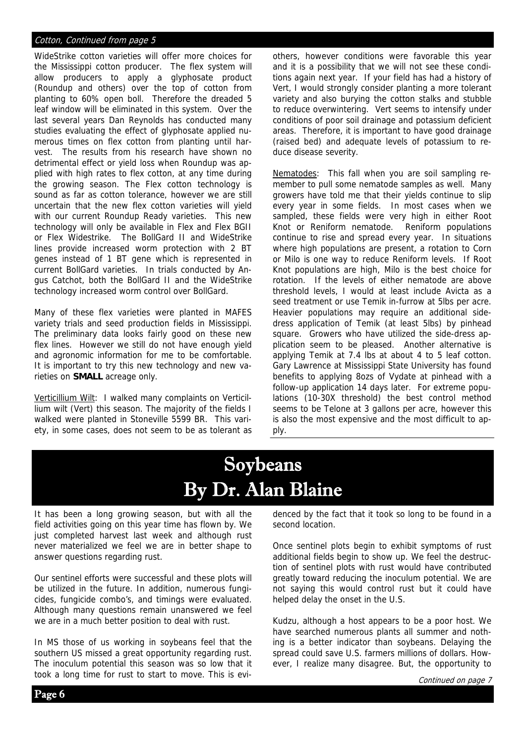*Cotton, Continued from page 5*

WideStrike cotton varieties will offer more choices for the Mississippi cotton producer. The flex system will allow producers to apply a glyphosate product (Roundup and others) over the top of cotton from planting to 60% open boll. Therefore the dreaded 5 leaf window will be eliminated in this system. Over the last several years Dan Reynolds has conducted many studies evaluating the effect of glyphosate applied numerous times on flex cotton from planting until harvest. The results from his research have shown no detrimental effect or yield loss when Roundup was applied with high rates to flex cotton, at any time during the growing season. The Flex cotton technology is sound as far as cotton tolerance, however we are still uncertain that the new flex cotton varieties will yield with our current Roundup Ready varieties. This new technology will only be available in Flex and Flex BGII or Flex Widestrike. The BollGard II and WideStrike lines provide increased worm protection with 2 BT genes instead of 1 BT gene which is represented in current BollGard varieties. In trials conducted by Angus Catchot, both the BollGard II and the WideStrike technology increased worm control over BollGard.

Many of these flex varieties were planted in MAFES variety trials and seed production fields in Mississippi. The preliminary data looks fairly good on these new flex lines. However we still do not have enough yield and agronomic information for me to be comfortable. It is important to try this new technology and new varieties on **SMALL** acreage only.

Verticillium Wilt: I walked many complaints on Verticillium wilt (Vert) this season. The majority of the fields I walked were planted in Stoneville 5599 BR. This variety, in some cases, does not seem to be as tolerant as others, however conditions were favorable this year and it is a possibility that we will not see these conditions again next year. If your field has had a history of Vert, I would strongly consider planting a more tolerant variety and also burying the cotton stalks and stubble to reduce overwintering. Vert seems to intensify under conditions of poor soil drainage and potassium deficient areas. Therefore, it is important to have good drainage (raised bed) and adequate levels of potassium to reduce disease severity.

Nematodes: This fall when you are soil sampling remember to pull some nematode samples as well. Many growers have told me that their yields continue to slip every year in some fields. In most cases when we sampled, these fields were very high in either Root Knot or Reniform nematode. Reniform populations continue to rise and spread every year. In situations where high populations are present, a rotation to Corn or Milo is one way to reduce Reniform levels. If Root Knot populations are high, Milo is the best choice for rotation. If the levels of either nematode are above threshold levels, I would at least include Avicta as a seed treatment or use Temik in-furrow at 5lbs per acre. Heavier populations may require an additional side-dress application of Temik (at least 5lbs) by pinhead square. Growers who have utilized the side-dress application seem to be pleased. Another alternative is applying Temik at 7.4 lbs at about 4 to 5 leaf cotton. Gary Lawrence at Mississippi State University has found benefits to applying 8ozs of Vydate at pinhead with a follow-up application 14 days later. For extreme populations (10-30X threshold) the best control method seems to be Telone at 3 gallons per acre, however this is also the most expensive and the most difficult to apply.

# Soybeans
## By Dr. Alan Blaine

It has been a long growing season, but with all the field activities going on this year time has flown by. We just completed harvest last week and although rust never materialized we feel we are in better shape to answer questions regarding rust.

Our sentinel efforts were successful and these plots will be utilized in the future. In addition, numerous fungicides, fungicide combo's, and timings were evaluated. Although many questions remain unanswered we feel we are in a much better position to deal with rust.

In MS those of us working in soybeans feel that the southern US missed a great opportunity regarding rust. The inoculum potential this season was so low that it took a long time for rust to start to move. This is evidenced by the fact that it took so long to be found in a second location.

Once sentinel plots begin to exhibit symptoms of rust additional fields begin to show up. We feel the destruction of sentinel plots with rust would have contributed greatly toward reducing the inoculum potential. We are not saying this would control rust but it could have helped delay the onset in the U.S.

Kudzu, although a host appears to be a poor host. We have searched numerous plants all summer and nothing is a better indicator than soybeans. Delaying the spread could save U.S. farmers millions of dollars. However, I realize many disagree. But, the opportunity to

*Continued on page 7*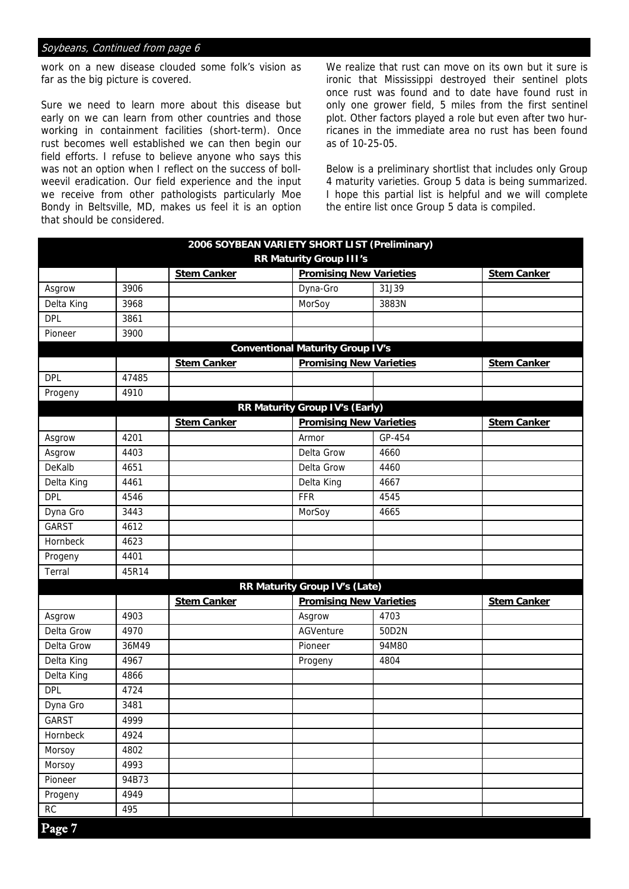*Soybeans, Continued from page 6*

work on a new disease clouded some folk's vision as far as the big picture is covered.

Sure we need to learn more about this disease but early on we can learn from other countries and those working in containment facilities (short-term). Once rust becomes well established we can then begin our field efforts. I refuse to believe anyone who says this was not an option when I reflect on the success of boll-weevil eradication. Our field experience and the input we receive from other pathologists particularly Moe Bondy in Beltsville, MD, makes us feel it is an option that should be considered.

We realize that rust can move on its own but it sure is ironic that Mississippi destroyed their sentinel plots once rust was found and to date have found rust in only one grower field, 5 miles from the first sentinel plot. Other factors played a role but even after two hurricanes in the immediate area no rust has been found as of 10-25-05.

Below is a preliminary shortlist that includes only Group 4 maturity varieties. Group 5 data is being summarized. I hope this partial list is helpful and we will complete the entire list once Group 5 data is compiled.

| **2006 SOYBEAN VARIETY SHORT LIST (Preliminary)** | | | | | |
|---|---|---|---|---|---|
| **RR Maturity Group III's** | | | | | |
| | | **Stem Canker** | **Promising New Varieties** | | **Stem Canker** |
| Asgrow | 3906 | | Dyna-Gro | 31J39 | |
| Delta King | 3968 | | MorSoy | 3883N | |
| DPL | 3861 | | | | |
| Pioneer | 3900 | | | | |
| **Conventional Maturity Group IV's** | | | | | |
| | | **Stem Canker** | **Promising New Varieties** | | **Stem Canker** |
| DPL | 47485 | | | | |
| Progeny | 4910 | | | | |
| **RR Maturity Group IV's (Early)** | | | | | |
| | | **Stem Canker** | **Promising New Varieties** | | **Stem Canker** |
| Asgrow | 4201 | | Armor | GP-454 | |
| Asgrow | 4403 | | Delta Grow | 4660 | |
| DeKalb | 4651 | | Delta Grow | 4460 | |
| Delta King | 4461 | | Delta King | 4667 | |
| DPL | 4546 | | FFR | 4545 | |
| Dyna Gro | 3443 | | MorSoy | 4665 | |
| GARST | 4612 | | | | |
| Hornbeck | 4623 | | | | |
| Progeny | 4401 | | | | |
| Terral | 45R14 | | | | |
| **RR Maturity Group IV's (Late)** | | | | | |
| | | **Stem Canker** | **Promising New Varieties** | | **Stem Canker** |
| Asgrow | 4903 | | Asgrow | 4703 | |
| Delta Grow | 4970 | | AGVenture | 50D2N | |
| Delta Grow | 36M49 | | Pioneer | 94M80 | |
| Delta King | 4967 | | Progeny | 4804 | |
| Delta King | 4866 | | | | |
| DPL | 4724 | | | | |
| Dyna Gro | 3481 | | | | |
| GARST | 4999 | | | | |
| Hornbeck | 4924 | | | | |
| Morsoy | 4802 | | | | |
| Morsoy | 4993 | | | | |
| Pioneer | 94B73 | | | | |
| Progeny | 4949 | | | | |
| RC | 495 | | | | |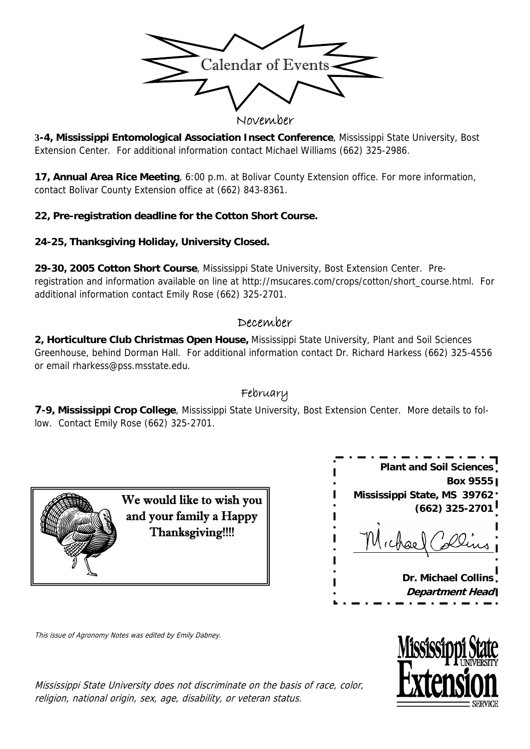# Calendar of Events

## November

**3-4, Mississippi Entomological Association Insect Conference**, Mississippi State University, Bost Extension Center. For additional information contact Michael Williams (662) 325-2986.

**17, Annual Area Rice Meeting**, 6:00 p.m. at Bolivar County Extension office. For more information, contact Bolivar County Extension office at (662) 843-8361.

**22, Pre-registration deadline for the Cotton Short Course.**

**24-25, Thanksgiving Holiday, University Closed.**

**29-30, 2005 Cotton Short Course**, Mississippi State University, Bost Extension Center. Pre-registration and information available on line at http://msucares.com/crops/cotton/short_course.html. For additional information contact Emily Rose (662) 325-2701.

## December

**2, Horticulture Club Christmas Open House,** Mississippi State University, Plant and Soil Sciences Greenhouse, behind Dorman Hall. For additional information contact Dr. Richard Harkess (662) 325-4556 or email rharkess@pss.msstate.edu.

## February

**7-9, Mississippi Crop College**, Mississippi State University, Bost Extension Center. More details to follow. Contact Emily Rose (662) 325-2701.

We would like to wish you and your family a Happy Thanksgiving!!!!

**Plant and Soil Sciences**
**Box 9555**
**Mississippi State, MS 39762**
**(662) 325-2701**

Michael Collins

**Dr. Michael Collins**
***Department Head***

*This issue of Agronomy Notes was edited by Emily Dabney.*

*Mississippi State University does not discriminate on the basis of race, color, religion, national origin, sex, age, disability, or veteran status.*

Mississippi State University Extension Service